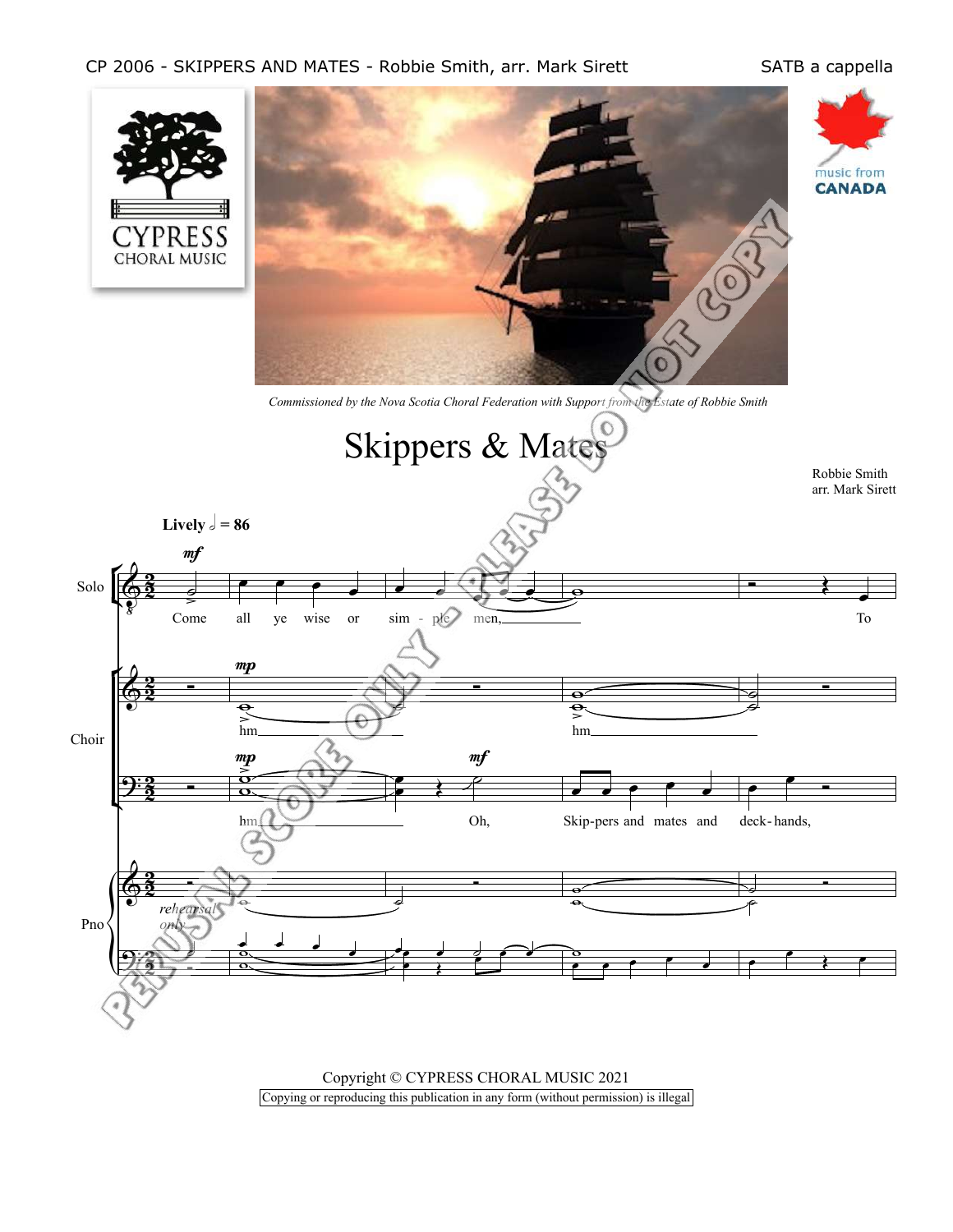# Skippers & Mates

*Commissioned by the Nova Scotia Choral Federation with Support from the Estate of Robbie Smith*

Robbie Smith
arr. Mark Sirett

**Lively** 𝅗𝅥 = 86

Solo: Come all ye wise or sim - ple men, To

Choir: hm hm

hm Oh, Skip-pers and mates and deck-hands,

Pno *rehearsal only*

Copyright © CYPRESS CHORAL MUSIC 2021

Copying or reproducing this publication in any form (without permission) is illegal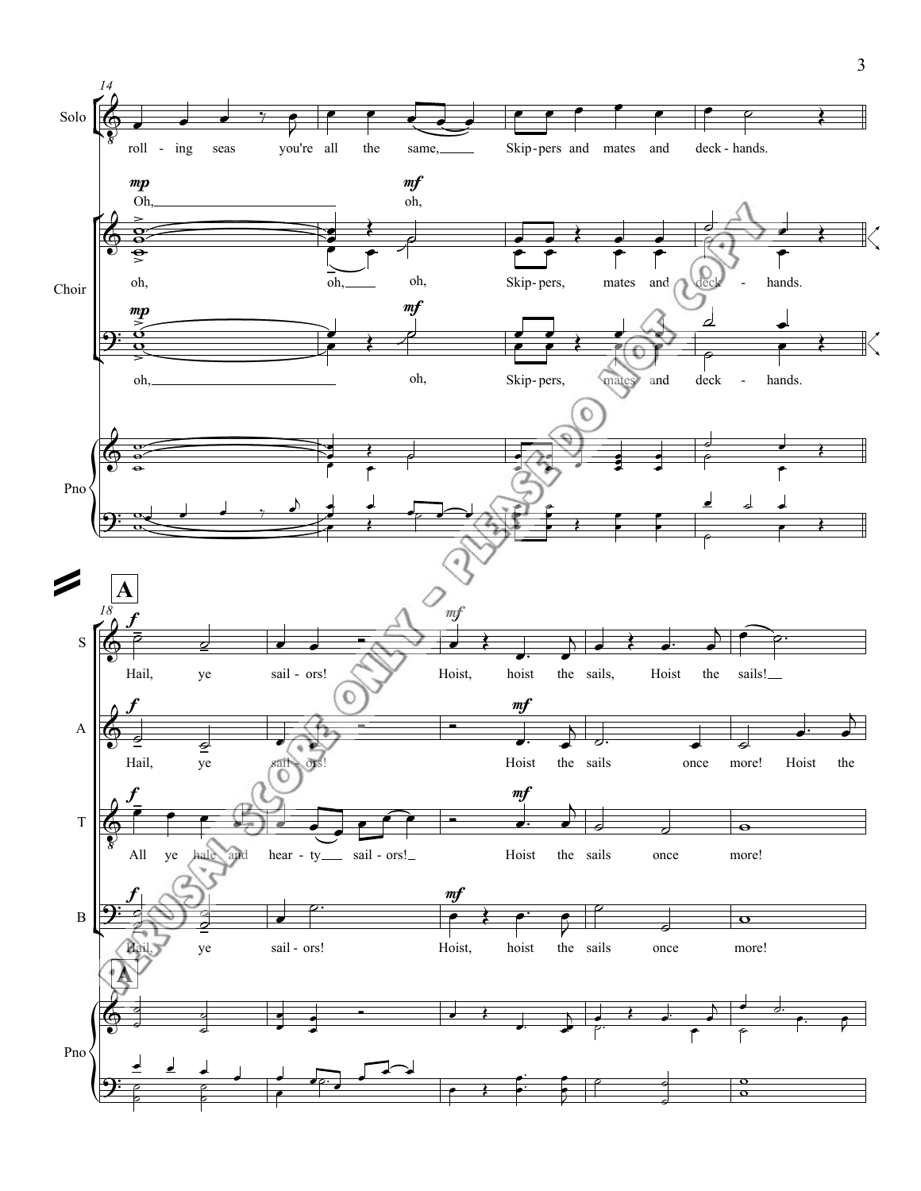14

**Solo:** roll - ing seas you're all the same, Skip-pers and mates and deck-hands.

**Choir:**

*mp* Oh, *mf* oh,

oh, oh, oh, Skip-pers, mates and deck - hands.

*mp* oh, *mf* oh, Skip-pers, mates and deck - hands.

**Pno**

**A**

18

**S:** *f* Hail, ye sail - ors! *mf* Hoist, hoist the sails, Hoist the sails!

**A:** *f* Hail, ye sail - ors! *mf* Hoist the sails once more! Hoist the

**T:** *f* All ye hale and hear - ty sail - ors! *mf* Hoist the sails once more!

**B:** *f* Hail, ye sail - ors! *mf* Hoist, hoist the sails once more!

**Pno**

PERUSAL SCORE ONLY - PLEASE DO NOT COPY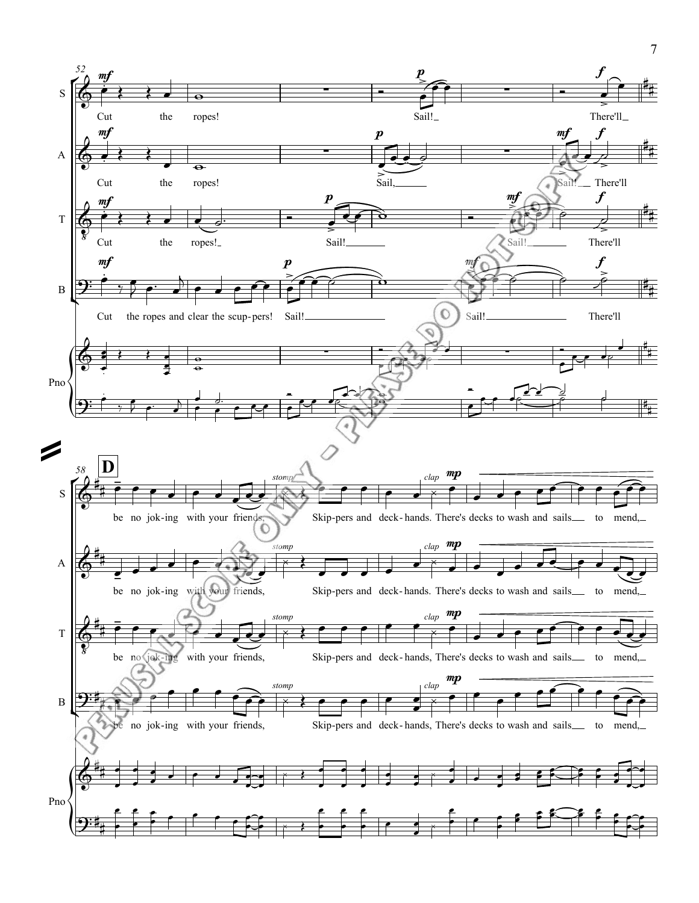52

S: Cut the ropes! Sail! There'll

A: Cut the ropes! Sail, Sail! There'll

T: Cut the ropes! Sail! Sail! There'll

B: Cut the ropes and clear the scup-pers! Sail! Sail! There'll

Pno

58 **D**

S: be no jok-ing with your friends. *stomp* Skip-pers and deck-hands. *clap* There's decks to wash and sails to mend,

A: be no jok-ing with your friends, *stomp* Skip-pers and deck-hands. *clap* There's decks to wash and sails to mend,

T: be no jok-ing with your friends, *stomp* Skip-pers and deck-hands, *clap* There's decks to wash and sails to mend,

B: be no jok-ing with your friends, *stomp* Skip-pers and deck-hands, *clap* There's decks to wash and sails to mend,

Pno

PERUSAL SCORE ONLY - PLEASE DO NOT COPY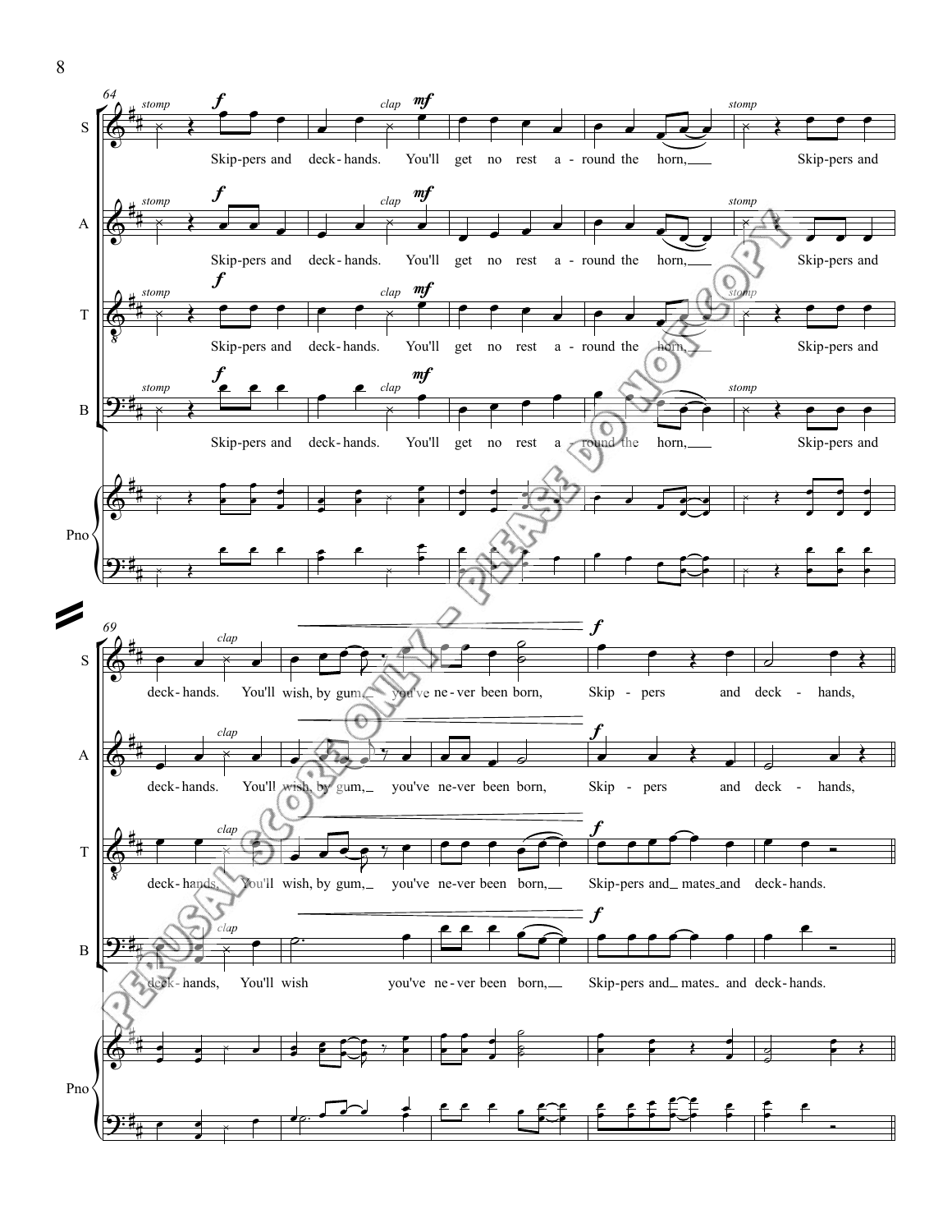S: Skip-pers and deck-hands. You'll get no rest a-round the horn, Skip-pers and

A: Skip-pers and deck-hands. You'll get no rest a-round the horn, Skip-pers and

T: Skip-pers and deck-hands. You'll get no rest a-round the horn, Skip-pers and

B: Skip-pers and deck-hands. You'll get no rest a-round the horn, Skip-pers and

S: deck-hands. You'll wish, by gum, you've ne-ver been born, Skip - pers and deck - hands,

A: deck-hands. You'll wish, by gum, you've ne-ver been born, Skip - pers and deck - hands,

T: deck-hands. You'll wish, by gum, you've ne-ver been born, Skip-pers and mates and deck-hands.

B: deck-hands, You'll wish you've ne-ver been born, Skip-pers and mates and deck-hands.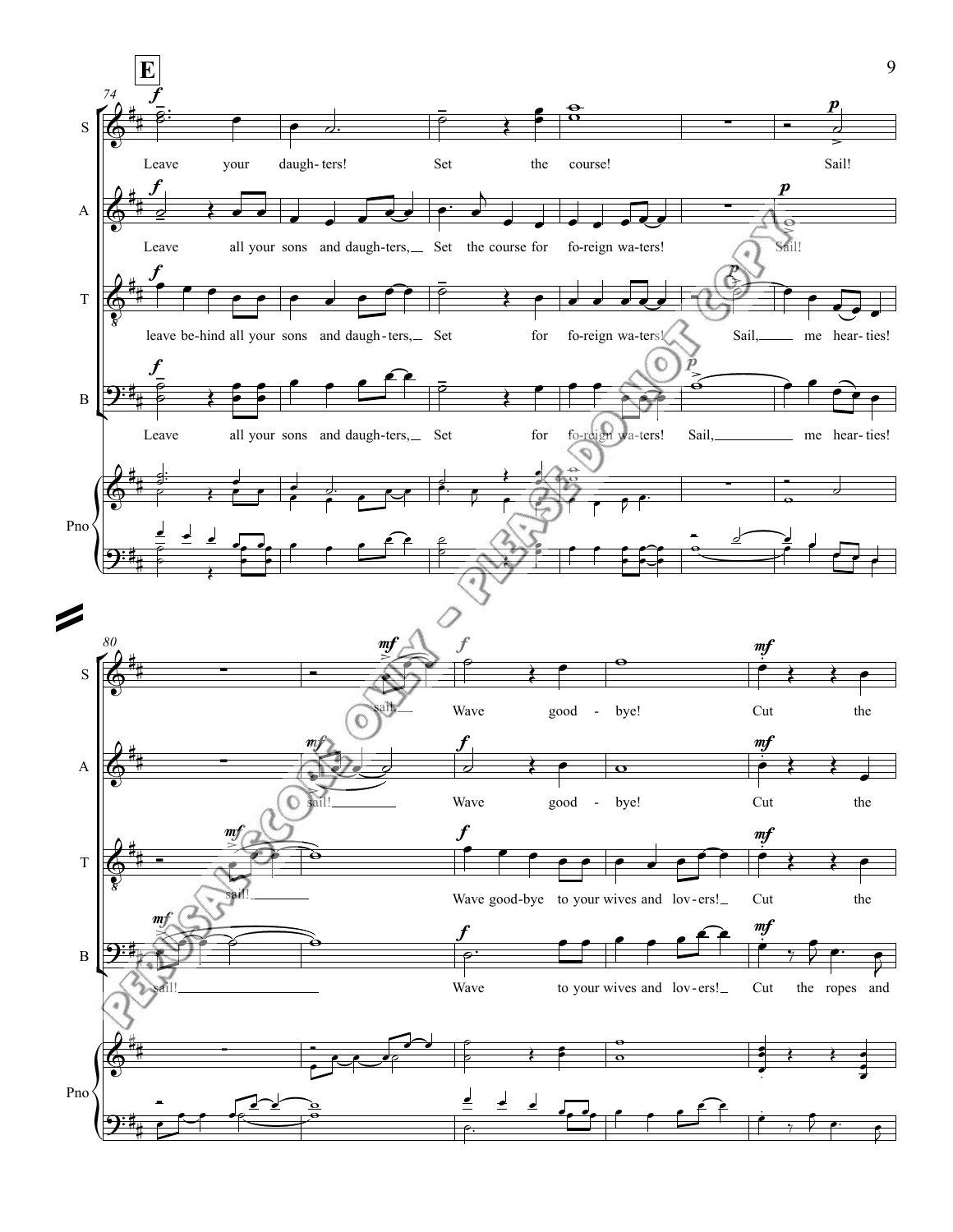**E**

74

S: Leave your daugh- ters! Set the course! Sail!

A: Leave all your sons and daugh-ters, Set the course for fo-reign wa-ters! Sail!

T: leave be-hind all your sons and daugh-ters, Set for fo-reign wa-ters! Sail, me hear- ties!

B: Leave all your sons and daugh-ters, Set for fo-reign wa-ters! Sail, me hear- ties!

Pno

80

S: sail! Wave good - bye! Cut the

A: sail! Wave good - bye! Cut the

T: sail! Wave good-bye to your wives and lov-ers! Cut the

B: sail! Wave to your wives and lov-ers! Cut the ropes and

Pno

PERUSAL SCORE ONLY - PLEASE DO NOT COPY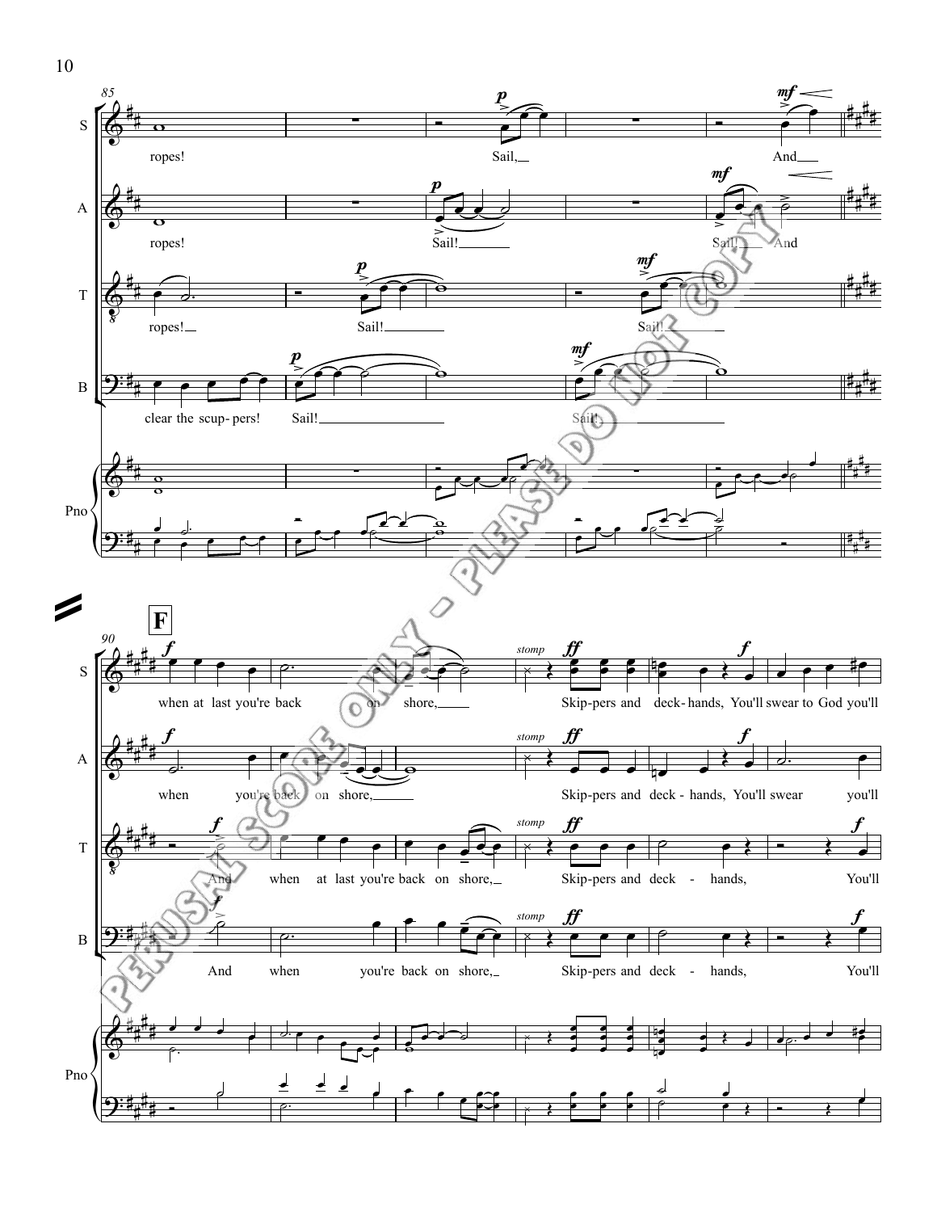**S:** ropes! Sail, And

**A:** ropes! Sail! Sail! And

**T:** ropes! Sail! Sail!

**B:** clear the scup-pers! Sail! Sail!

**Pno**

**F**

**S:** *stomp* when at last you're back on shore, Skip-pers and deck-hands, You'll swear to God you'll

**A:** *stomp* when you're back on shore, Skip-pers and deck-hands, You'll swear you'll

**T:** *stomp* And when at last you're back on shore, Skip-pers and deck-hands, You'll

**B:** *stomp* And when you're back on shore, Skip-pers and deck-hands, You'll

**Pno**

PERUSAL SCORE ONLY - PLEASE DO NOT COPY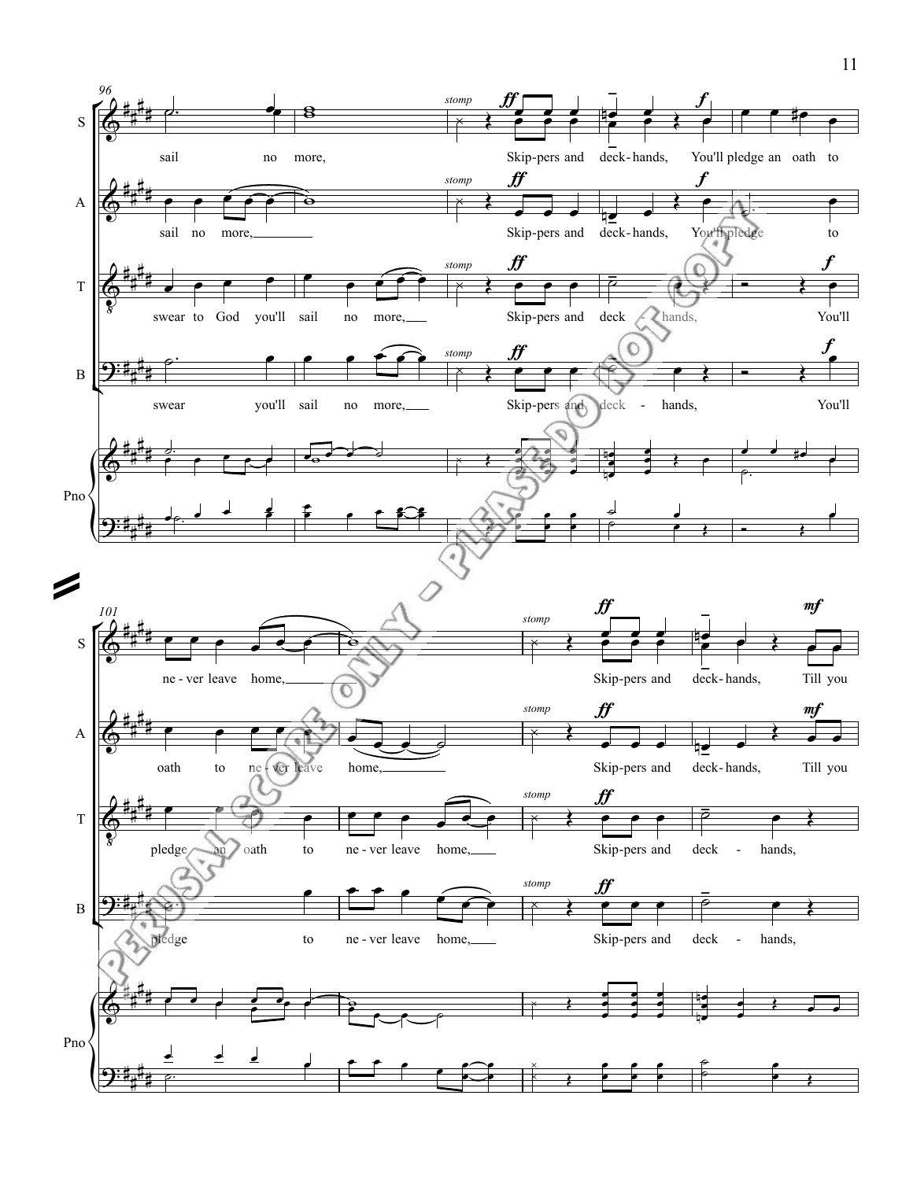**S:** sail no more, *stomp* ***ff*** Skip-pers and deck-hands, ***f*** You'll pledge an oath to ne-ver leave home, *stomp* ***ff*** Skip-pers and deck-hands, ***mf*** Till you

**A:** sail no more, *stomp* ***ff*** Skip-pers and deck-hands, ***f*** You'll pledge to oath to ne-ver leave home, *stomp* ***ff*** Skip-pers and deck-hands, ***mf*** Till you

**T:** swear to God you'll sail no more, *stomp* ***ff*** Skip-pers and deck - hands, ***f*** You'll pledge an oath to ne-ver leave home, *stomp* ***ff*** Skip-pers and deck - hands,

**B:** swear you'll sail no more, *stomp* ***ff*** Skip-pers and deck - hands, ***f*** You'll pledge to ne-ver leave home, *stomp* ***ff*** Skip-pers and deck - hands,

**Pno**

PERUSAL SCORE ONLY - PLEASE DO NOT COPY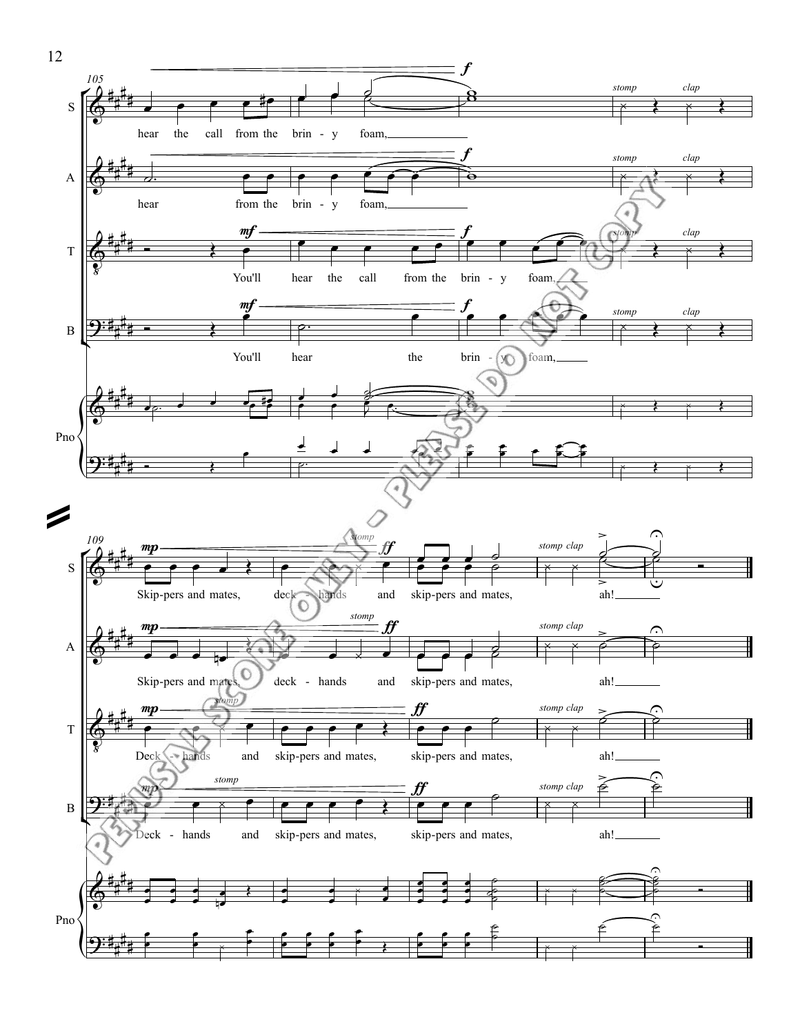105

S: hear the call from the brin - y foam,

A: hear from the brin - y foam,

T: You'll hear the call from the brin - y foam,

B: You'll hear the brin - y foam,

*stomp* *clap*

109

S: Skip-pers and mates, deck - hands and skip-pers and mates, ah!

A: Skip-pers and mates, deck - hands and skip-pers and mates, ah!

T: Deck - hands and skip-pers and mates, skip-pers and mates, ah!

B: Deck - hands and skip-pers and mates, skip-pers and mates, ah!

*stomp* *clap*

PERUSAL SCORE ONLY - PLEASE DO NOT COPY